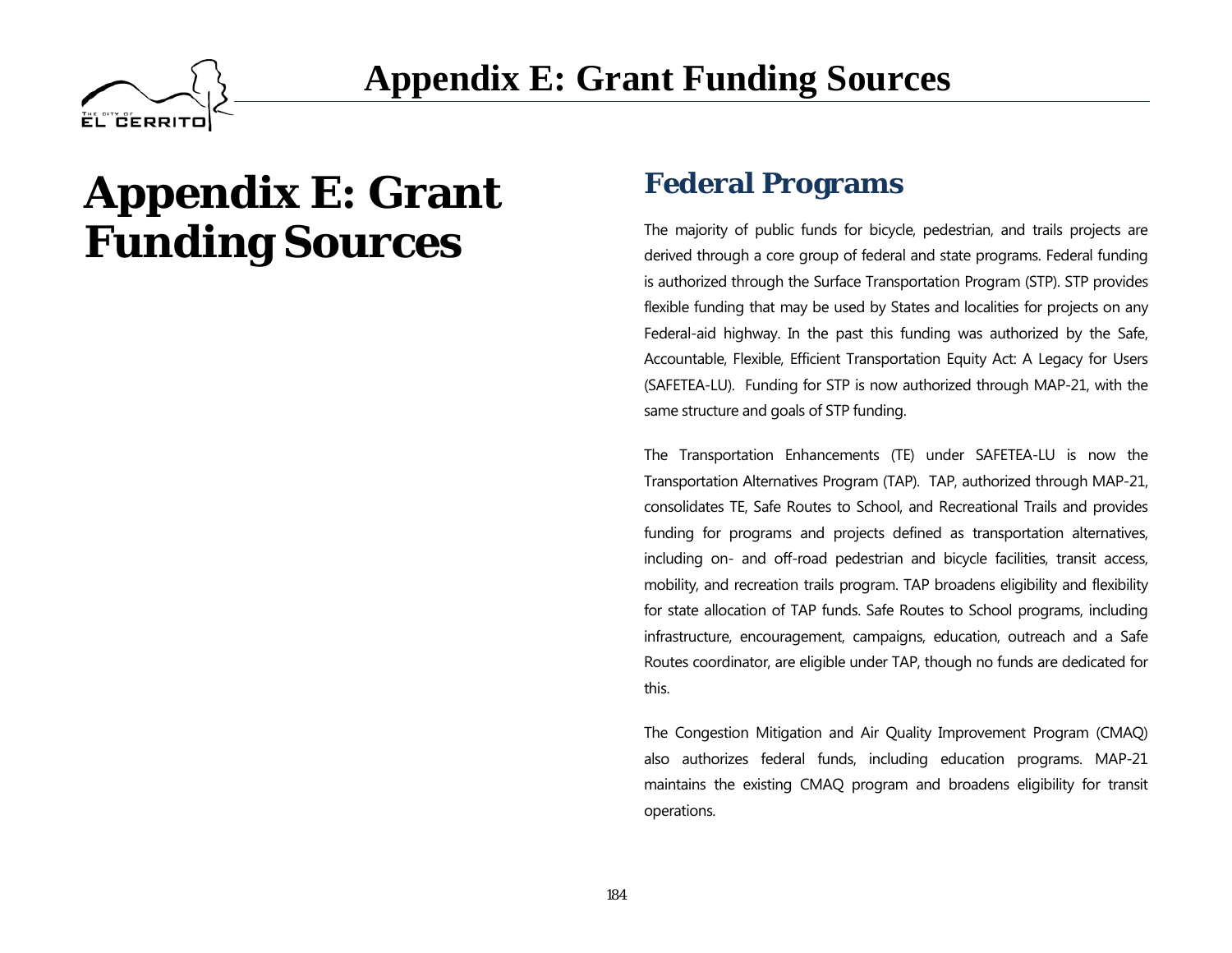# Appendix E: Grant Funding Sources

## Federal Programs

The majority of public funds for bicycle, pedestrian, and trails projects are derived through a core group of federal and state programs. Federal funding is authorized through the Surface Transportation Program (STP). STP provides flexible funding that may be used by States and localities for projects on any Federal-aid highway. In the past this funding was authorized by the Safe, Accountable, Flexible, Efficient Transportation Equity Act: A Legacy for Users (SAFETEA-LU). Funding for STP is now authorized through MAP-21, with the same structure and goals of STP funding.

The Transportation Enhancements (TE) under SAFETEA-LU is now the Transportation Alternatives Program (TAP). TAP, authorized through MAP-21, consolidates TE, Safe Routes to School, and Recreational Trails and provides funding for programs and projects defined as transportation alternatives, including on- and off-road pedestrian and bicycle facilities, transit access, mobility, and recreation trails program. TAP broadens eligibility and flexibility for state allocation of TAP funds. Safe Routes to School programs, including infrastructure, encouragement, campaigns, education, outreach and a Safe Routes coordinator, are eligible under TAP, though no funds are dedicated for this.

The Congestion Mitigation and Air Quality Improvement Program (CMAQ) also authorizes federal funds, including education programs. MAP-21 maintains the existing CMAQ program and broadens eligibility for transit operations.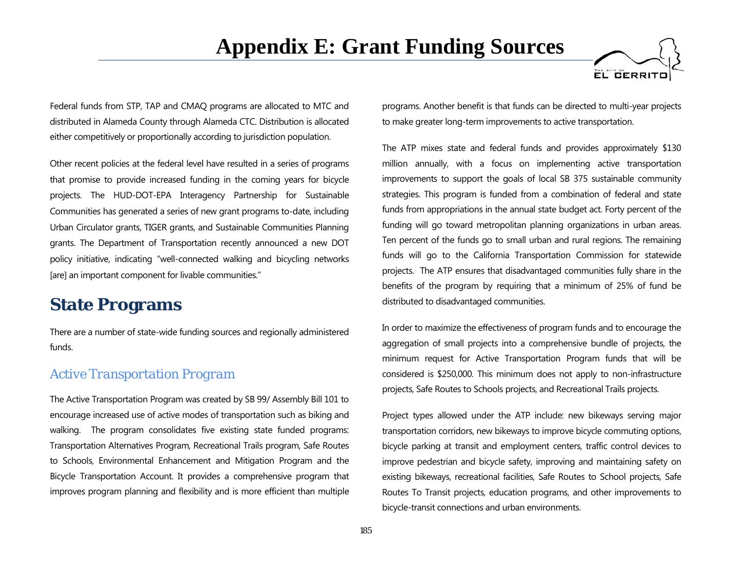Federal funds from STP, TAP and CMAQ programs are allocated to MTC and distributed in Alameda County through Alameda CTC. Distribution is allocated either competitively or proportionally according to jurisdiction population.

Other recent policies at the federal level have resulted in a series of programs that promise to provide increased funding in the coming years for bicycle projects. The HUD-DOT-EPA Interagency Partnership for Sustainable Communities has generated a series of new grant programs to-date, including Urban Circulator grants, TIGER grants, and Sustainable Communities Planning grants. The Department of Transportation recently announced a new DOT policy initiative, indicating "well-connected walking and bicycling networks [are] an important component for livable communities."

## State Programs

There are a number of state-wide funding sources and regionally administered funds.

### Active Transportation Program

The Active Transportation Program was created by SB 99/ Assembly Bill 101 to encourage increased use of active modes of transportation such as biking and walking. The program consolidates five existing state funded programs: Transportation Alternatives Program, Recreational Trails program, Safe Routes to Schools, Environmental Enhancement and Mitigation Program and the Bicycle Transportation Account. It provides a comprehensive program that improves program planning and flexibility and is more efficient than multiple programs. Another benefit is that funds can be directed to multi-year projects to make greater long-term improvements to active transportation.

The ATP mixes state and federal funds and provides approximately $130 million annually, with a focus on implementing active transportation improvements to support the goals of local SB 375 sustainable community strategies. This program is funded from a combination of federal and state funds from appropriations in the annual state budget act. Forty percent of the funding will go toward metropolitan planning organizations in urban areas. Ten percent of the funds go to small urban and rural regions. The remaining funds will go to the California Transportation Commission for statewide projects. The ATP ensures that disadvantaged communities fully share in the benefits of the program by requiring that a minimum of 25% of fund be distributed to disadvantaged communities.

In order to maximize the effectiveness of program funds and to encourage the aggregation of small projects into a comprehensive bundle of projects, the minimum request for Active Transportation Program funds that will be considered is $250,000. This minimum does not apply to non-infrastructure projects, Safe Routes to Schools projects, and Recreational Trails projects.

Project types allowed under the ATP include: new bikeways serving major transportation corridors, new bikeways to improve bicycle commuting options, bicycle parking at transit and employment centers, traffic control devices to improve pedestrian and bicycle safety, improving and maintaining safety on existing bikeways, recreational facilities, Safe Routes to School projects, Safe Routes To Transit projects, education programs, and other improvements to bicycle-transit connections and urban environments.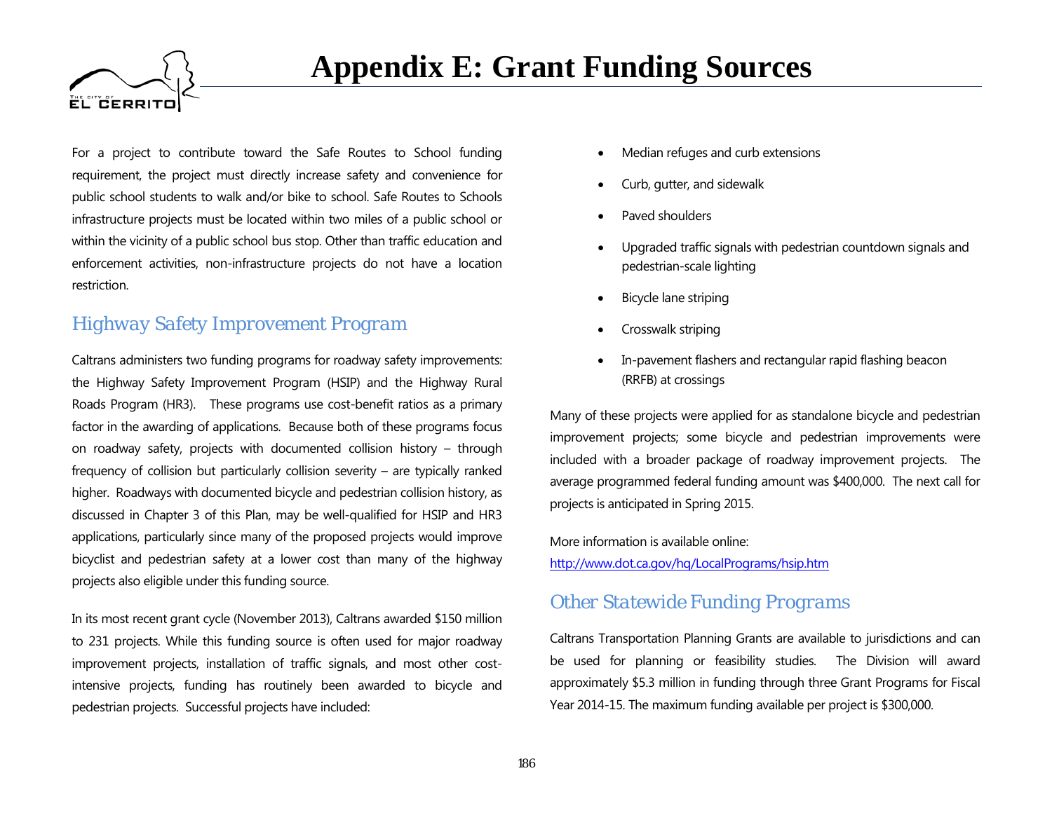# Appendix E: Grant Funding Sources

For a project to contribute toward the Safe Routes to School funding requirement, the project must directly increase safety and convenience for public school students to walk and/or bike to school. Safe Routes to Schools infrastructure projects must be located within two miles of a public school or within the vicinity of a public school bus stop. Other than traffic education and enforcement activities, non-infrastructure projects do not have a location restriction.

## Highway Safety Improvement Program

Caltrans administers two funding programs for roadway safety improvements: the Highway Safety Improvement Program (HSIP) and the Highway Rural Roads Program (HR3). These programs use cost-benefit ratios as a primary factor in the awarding of applications. Because both of these programs focus on roadway safety, projects with documented collision history – through frequency of collision but particularly collision severity – are typically ranked higher. Roadways with documented bicycle and pedestrian collision history, as discussed in Chapter 3 of this Plan, may be well-qualified for HSIP and HR3 applications, particularly since many of the proposed projects would improve bicyclist and pedestrian safety at a lower cost than many of the highway projects also eligible under this funding source.

In its most recent grant cycle (November 2013), Caltrans awarded $150 million to 231 projects. While this funding source is often used for major roadway improvement projects, installation of traffic signals, and most other cost-intensive projects, funding has routinely been awarded to bicycle and pedestrian projects. Successful projects have included:

- Median refuges and curb extensions
- Curb, gutter, and sidewalk
- Paved shoulders
- Upgraded traffic signals with pedestrian countdown signals and pedestrian-scale lighting
- Bicycle lane striping
- Crosswalk striping
- In-pavement flashers and rectangular rapid flashing beacon (RRFB) at crossings

Many of these projects were applied for as standalone bicycle and pedestrian improvement projects; some bicycle and pedestrian improvements were included with a broader package of roadway improvement projects. The average programmed federal funding amount was $400,000. The next call for projects is anticipated in Spring 2015.

More information is available online:
http://www.dot.ca.gov/hq/LocalPrograms/hsip.htm

## Other Statewide Funding Programs

Caltrans Transportation Planning Grants are available to jurisdictions and can be used for planning or feasibility studies. The Division will award approximately $5.3 million in funding through three Grant Programs for Fiscal Year 2014-15. The maximum funding available per project is $300,000.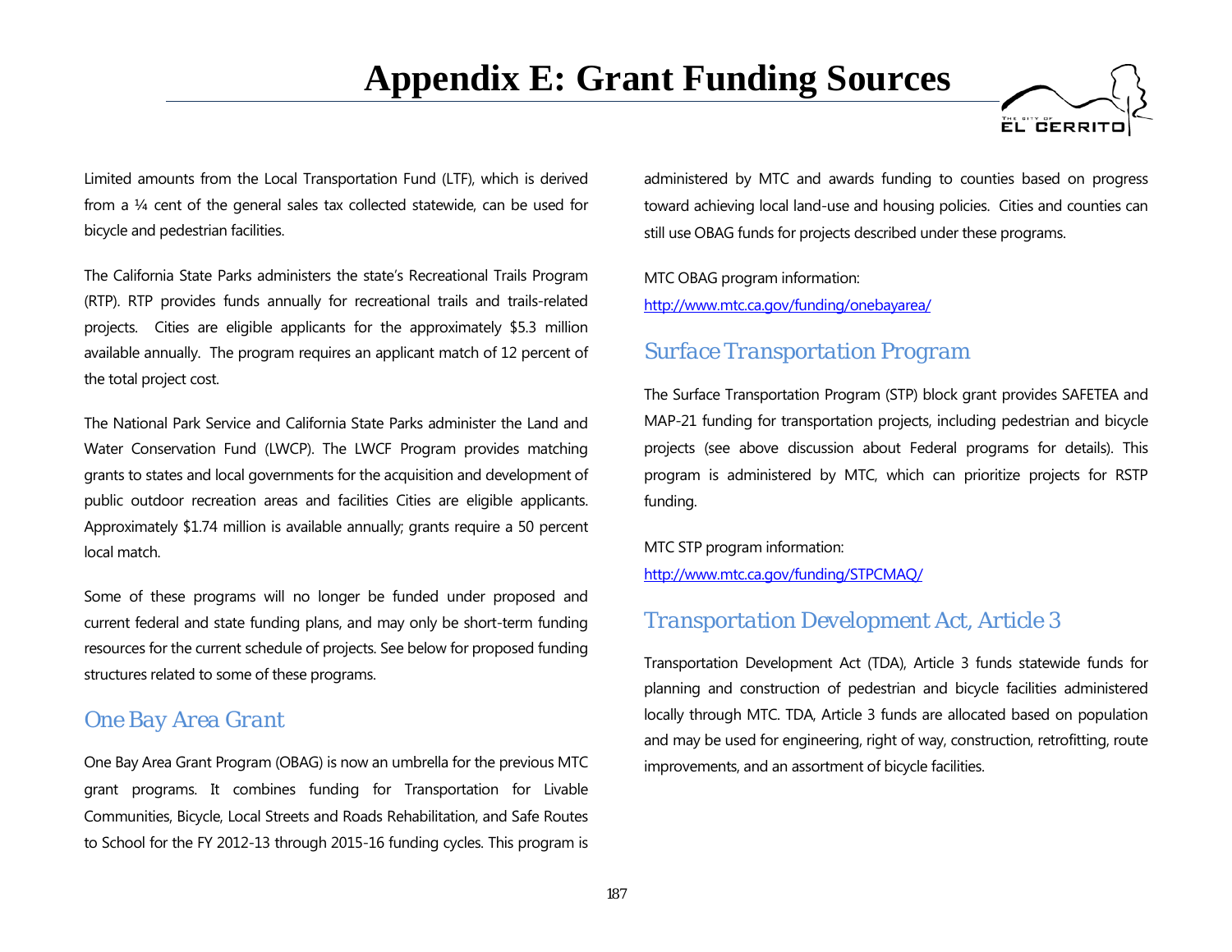# Appendix E: Grant Funding Sources

Limited amounts from the Local Transportation Fund (LTF), which is derived from a ¼ cent of the general sales tax collected statewide, can be used for bicycle and pedestrian facilities.

The California State Parks administers the state's Recreational Trails Program (RTP). RTP provides funds annually for recreational trails and trails-related projects. Cities are eligible applicants for the approximately $5.3 million available annually. The program requires an applicant match of 12 percent of the total project cost.

The National Park Service and California State Parks administer the Land and Water Conservation Fund (LWCP). The LWCF Program provides matching grants to states and local governments for the acquisition and development of public outdoor recreation areas and facilities Cities are eligible applicants. Approximately $1.74 million is available annually; grants require a 50 percent local match.

Some of these programs will no longer be funded under proposed and current federal and state funding plans, and may only be short-term funding resources for the current schedule of projects. See below for proposed funding structures related to some of these programs.

## One Bay Area Grant

One Bay Area Grant Program (OBAG) is now an umbrella for the previous MTC grant programs. It combines funding for Transportation for Livable Communities, Bicycle, Local Streets and Roads Rehabilitation, and Safe Routes to School for the FY 2012-13 through 2015-16 funding cycles. This program is administered by MTC and awards funding to counties based on progress toward achieving local land-use and housing policies. Cities and counties can still use OBAG funds for projects described under these programs.

MTC OBAG program information:
http://www.mtc.ca.gov/funding/onebayarea/

## Surface Transportation Program

The Surface Transportation Program (STP) block grant provides SAFETEA and MAP-21 funding for transportation projects, including pedestrian and bicycle projects (see above discussion about Federal programs for details). This program is administered by MTC, which can prioritize projects for RSTP funding.

MTC STP program information:
http://www.mtc.ca.gov/funding/STPCMAQ/

## Transportation Development Act, Article 3

Transportation Development Act (TDA), Article 3 funds statewide funds for planning and construction of pedestrian and bicycle facilities administered locally through MTC. TDA, Article 3 funds are allocated based on population and may be used for engineering, right of way, construction, retrofitting, route improvements, and an assortment of bicycle facilities.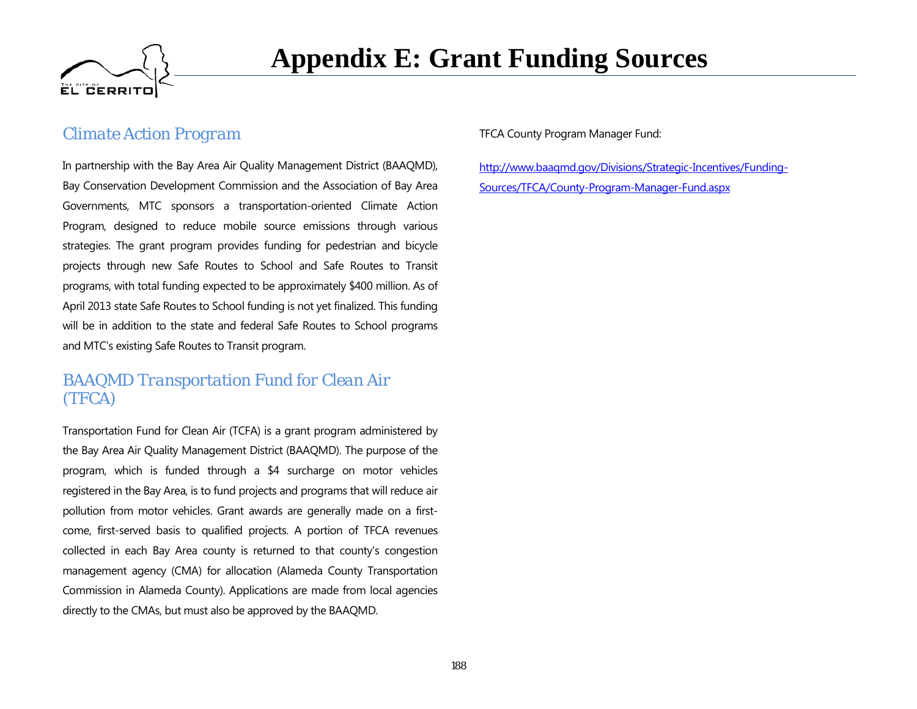# Appendix E: Grant Funding Sources

## Climate Action Program

In partnership with the Bay Area Air Quality Management District (BAAQMD), Bay Conservation Development Commission and the Association of Bay Area Governments, MTC sponsors a transportation-oriented Climate Action Program, designed to reduce mobile source emissions through various strategies. The grant program provides funding for pedestrian and bicycle projects through new Safe Routes to School and Safe Routes to Transit programs, with total funding expected to be approximately $400 million. As of April 2013 state Safe Routes to School funding is not yet finalized. This funding will be in addition to the state and federal Safe Routes to School programs and MTC's existing Safe Routes to Transit program.

## BAAQMD Transportation Fund for Clean Air (TFCA)

Transportation Fund for Clean Air (TCFA) is a grant program administered by the Bay Area Air Quality Management District (BAAQMD). The purpose of the program, which is funded through a $4 surcharge on motor vehicles registered in the Bay Area, is to fund projects and programs that will reduce air pollution from motor vehicles. Grant awards are generally made on a first-come, first-served basis to qualified projects. A portion of TFCA revenues collected in each Bay Area county is returned to that county's congestion management agency (CMA) for allocation (Alameda County Transportation Commission in Alameda County). Applications are made from local agencies directly to the CMAs, but must also be approved by the BAAQMD.

TFCA County Program Manager Fund:

http://www.baaqmd.gov/Divisions/Strategic-Incentives/Funding-Sources/TFCA/County-Program-Manager-Fund.aspx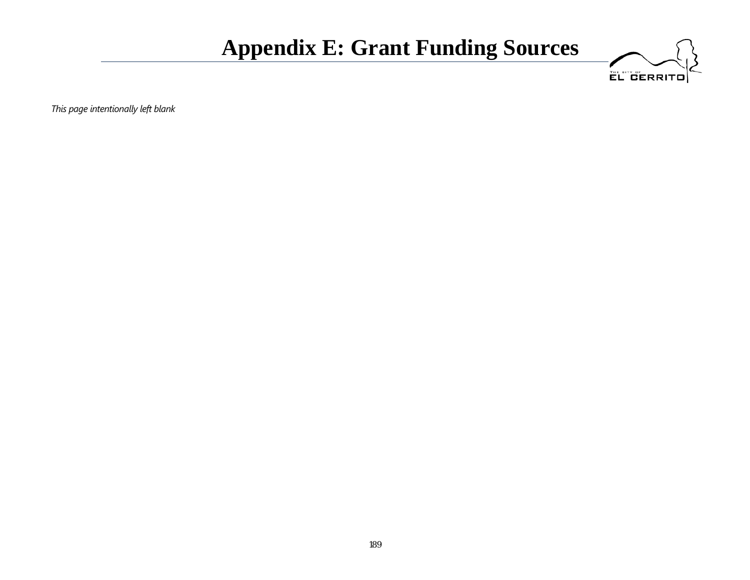# Appendix E: Grant Funding Sources

*This page intentionally left blank*